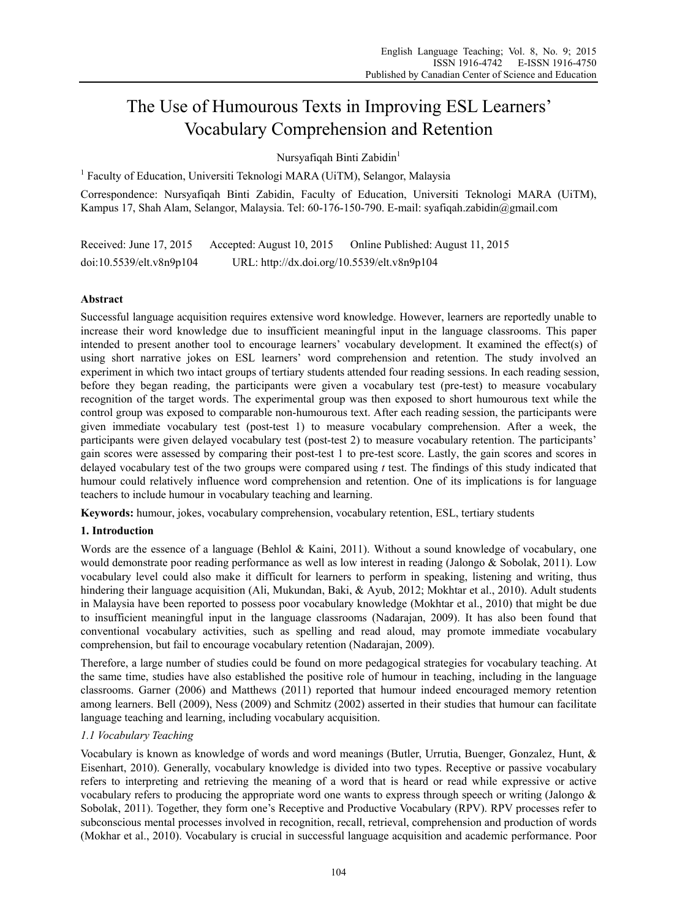# The Use of Humourous Texts in Improving ESL Learners' Vocabulary Comprehension and Retention

Nursyafiqah Binti Zabidin[1]

[1] Faculty of Education, Universiti Teknologi MARA (UiTM), Selangor, Malaysia

Correspondence: Nursyafiqah Binti Zabidin, Faculty of Education, Universiti Teknologi MARA (UiTM), Kampus 17, Shah Alam, Selangor, Malaysia. Tel: 60-176-150-790. E-mail: syafiqah.zabidin@gmail.com

Received: June 17, 2015 Accepted: August 10, 2015 Online Published: August 11, 2015

doi:10.5539/elt.v8n9p104 URL: http://dx.doi.org/10.5539/elt.v8n9p104

## Abstract

Successful language acquisition requires extensive word knowledge. However, learners are reportedly unable to increase their word knowledge due to insufficient meaningful input in the language classrooms. This paper intended to present another tool to encourage learners' vocabulary development. It examined the effect(s) of using short narrative jokes on ESL learners' word comprehension and retention. The study involved an experiment in which two intact groups of tertiary students attended four reading sessions. In each reading session, before they began reading, the participants were given a vocabulary test (pre-test) to measure vocabulary recognition of the target words. The experimental group was then exposed to short humourous text while the control group was exposed to comparable non-humourous text. After each reading session, the participants were given immediate vocabulary test (post-test 1) to measure vocabulary comprehension. After a week, the participants were given delayed vocabulary test (post-test 2) to measure vocabulary retention. The participants' gain scores were assessed by comparing their post-test 1 to pre-test score. Lastly, the gain scores and scores in delayed vocabulary test of the two groups were compared using *t* test. The findings of this study indicated that humour could relatively influence word comprehension and retention. One of its implications is for language teachers to include humour in vocabulary teaching and learning.

**Keywords:** humour, jokes, vocabulary comprehension, vocabulary retention, ESL, tertiary students

## 1. Introduction

Words are the essence of a language (Behlol & Kaini, 2011). Without a sound knowledge of vocabulary, one would demonstrate poor reading performance as well as low interest in reading (Jalongo & Sobolak, 2011). Low vocabulary level could also make it difficult for learners to perform in speaking, listening and writing, thus hindering their language acquisition (Ali, Mukundan, Baki, & Ayub, 2012; Mokhtar et al., 2010). Adult students in Malaysia have been reported to possess poor vocabulary knowledge (Mokhtar et al., 2010) that might be due to insufficient meaningful input in the language classrooms (Nadarajan, 2009). It has also been found that conventional vocabulary activities, such as spelling and read aloud, may promote immediate vocabulary comprehension, but fail to encourage vocabulary retention (Nadarajan, 2009).

Therefore, a large number of studies could be found on more pedagogical strategies for vocabulary teaching. At the same time, studies have also established the positive role of humour in teaching, including in the language classrooms. Garner (2006) and Matthews (2011) reported that humour indeed encouraged memory retention among learners. Bell (2009), Ness (2009) and Schmitz (2002) asserted in their studies that humour can facilitate language teaching and learning, including vocabulary acquisition.

### *1.1 Vocabulary Teaching*

Vocabulary is known as knowledge of words and word meanings (Butler, Urrutia, Buenger, Gonzalez, Hunt, & Eisenhart, 2010). Generally, vocabulary knowledge is divided into two types. Receptive or passive vocabulary refers to interpreting and retrieving the meaning of a word that is heard or read while expressive or active vocabulary refers to producing the appropriate word one wants to express through speech or writing (Jalongo & Sobolak, 2011). Together, they form one's Receptive and Productive Vocabulary (RPV). RPV processes refer to subconscious mental processes involved in recognition, recall, retrieval, comprehension and production of words (Mokhar et al., 2010). Vocabulary is crucial in successful language acquisition and academic performance. Poor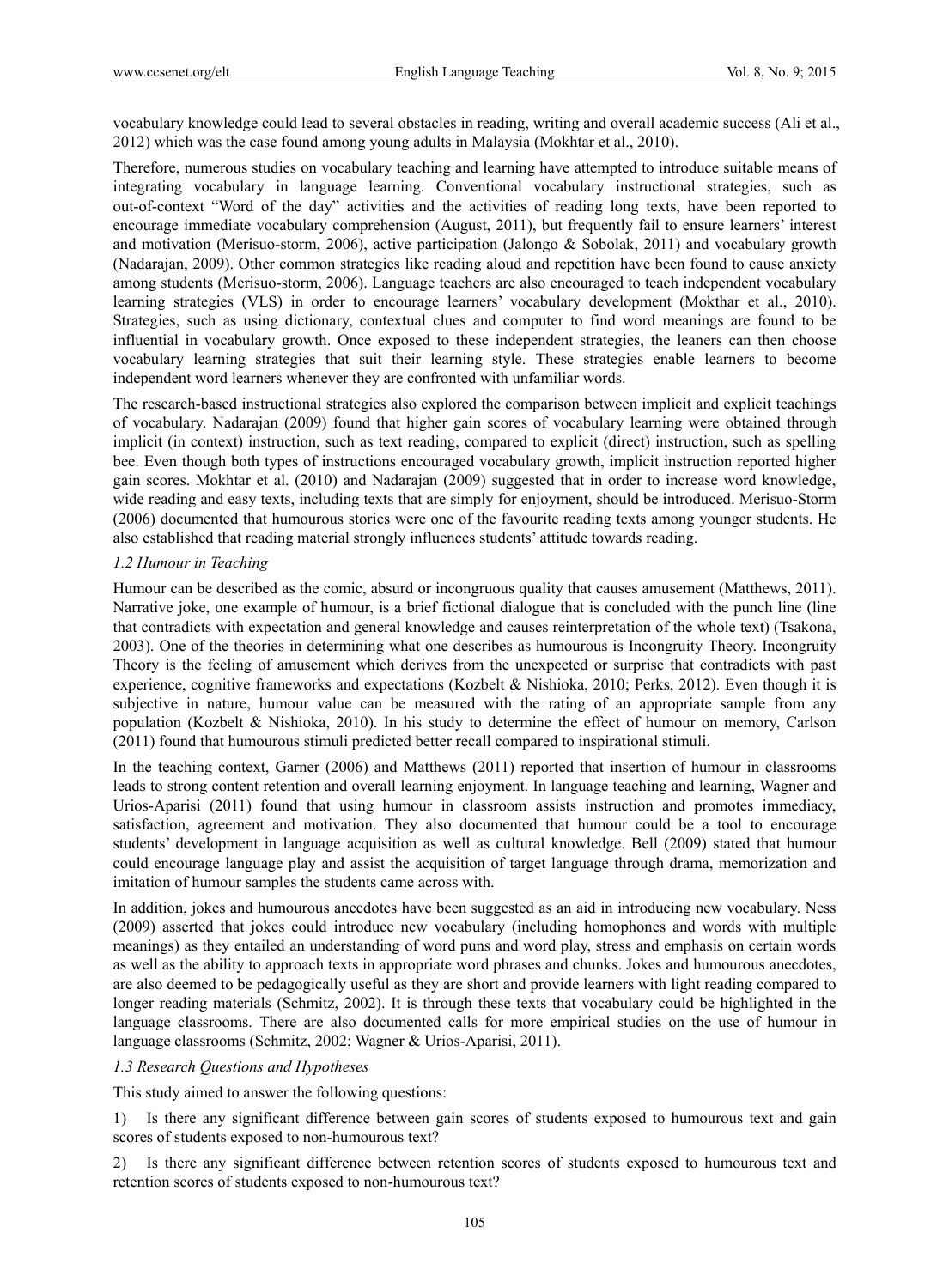vocabulary knowledge could lead to several obstacles in reading, writing and overall academic success (Ali et al., 2012) which was the case found among young adults in Malaysia (Mokhtar et al., 2010).

Therefore, numerous studies on vocabulary teaching and learning have attempted to introduce suitable means of integrating vocabulary in language learning. Conventional vocabulary instructional strategies, such as out-of-context "Word of the day" activities and the activities of reading long texts, have been reported to encourage immediate vocabulary comprehension (August, 2011), but frequently fail to ensure learners' interest and motivation (Merisuo-storm, 2006), active participation (Jalongo & Sobolak, 2011) and vocabulary growth (Nadarajan, 2009). Other common strategies like reading aloud and repetition have been found to cause anxiety among students (Merisuo-storm, 2006). Language teachers are also encouraged to teach independent vocabulary learning strategies (VLS) in order to encourage learners' vocabulary development (Mokthar et al., 2010). Strategies, such as using dictionary, contextual clues and computer to find word meanings are found to be influential in vocabulary growth. Once exposed to these independent strategies, the leaners can then choose vocabulary learning strategies that suit their learning style. These strategies enable learners to become independent word learners whenever they are confronted with unfamiliar words.

The research-based instructional strategies also explored the comparison between implicit and explicit teachings of vocabulary. Nadarajan (2009) found that higher gain scores of vocabulary learning were obtained through implicit (in context) instruction, such as text reading, compared to explicit (direct) instruction, such as spelling bee. Even though both types of instructions encouraged vocabulary growth, implicit instruction reported higher gain scores. Mokhtar et al. (2010) and Nadarajan (2009) suggested that in order to increase word knowledge, wide reading and easy texts, including texts that are simply for enjoyment, should be introduced. Merisuo-Storm (2006) documented that humourous stories were one of the favourite reading texts among younger students. He also established that reading material strongly influences students' attitude towards reading.

### *1.2 Humour in Teaching*

Humour can be described as the comic, absurd or incongruous quality that causes amusement (Matthews, 2011). Narrative joke, one example of humour, is a brief fictional dialogue that is concluded with the punch line (line that contradicts with expectation and general knowledge and causes reinterpretation of the whole text) (Tsakona, 2003). One of the theories in determining what one describes as humourous is Incongruity Theory. Incongruity Theory is the feeling of amusement which derives from the unexpected or surprise that contradicts with past experience, cognitive frameworks and expectations (Kozbelt & Nishioka, 2010; Perks, 2012). Even though it is subjective in nature, humour value can be measured with the rating of an appropriate sample from any population (Kozbelt & Nishioka, 2010). In his study to determine the effect of humour on memory, Carlson (2011) found that humourous stimuli predicted better recall compared to inspirational stimuli.

In the teaching context, Garner (2006) and Matthews (2011) reported that insertion of humour in classrooms leads to strong content retention and overall learning enjoyment. In language teaching and learning, Wagner and Urios-Aparisi (2011) found that using humour in classroom assists instruction and promotes immediacy, satisfaction, agreement and motivation. They also documented that humour could be a tool to encourage students' development in language acquisition as well as cultural knowledge. Bell (2009) stated that humour could encourage language play and assist the acquisition of target language through drama, memorization and imitation of humour samples the students came across with.

In addition, jokes and humourous anecdotes have been suggested as an aid in introducing new vocabulary. Ness (2009) asserted that jokes could introduce new vocabulary (including homophones and words with multiple meanings) as they entailed an understanding of word puns and word play, stress and emphasis on certain words as well as the ability to approach texts in appropriate word phrases and chunks. Jokes and humourous anecdotes, are also deemed to be pedagogically useful as they are short and provide learners with light reading compared to longer reading materials (Schmitz, 2002). It is through these texts that vocabulary could be highlighted in the language classrooms. There are also documented calls for more empirical studies on the use of humour in language classrooms (Schmitz, 2002; Wagner & Urios-Aparisi, 2011).

### *1.3 Research Questions and Hypotheses*

This study aimed to answer the following questions:

1) Is there any significant difference between gain scores of students exposed to humourous text and gain scores of students exposed to non-humourous text?

2) Is there any significant difference between retention scores of students exposed to humourous text and retention scores of students exposed to non-humourous text?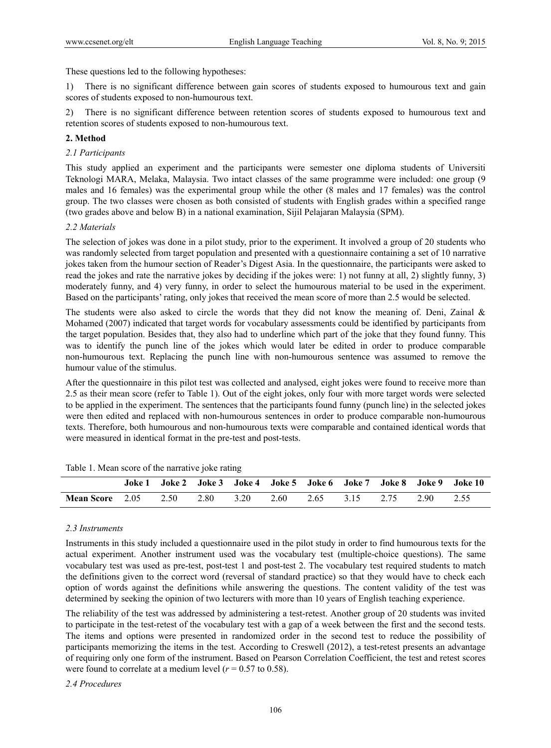These questions led to the following hypotheses:

1) There is no significant difference between gain scores of students exposed to humourous text and gain scores of students exposed to non-humourous text.

2) There is no significant difference between retention scores of students exposed to humourous text and retention scores of students exposed to non-humourous text.

## 2. Method

### *2.1 Participants*

This study applied an experiment and the participants were semester one diploma students of Universiti Teknologi MARA, Melaka, Malaysia. Two intact classes of the same programme were included: one group (9 males and 16 females) was the experimental group while the other (8 males and 17 females) was the control group. The two classes were chosen as both consisted of students with English grades within a specified range (two grades above and below B) in a national examination, Sijil Pelajaran Malaysia (SPM).

### *2.2 Materials*

The selection of jokes was done in a pilot study, prior to the experiment. It involved a group of 20 students who was randomly selected from target population and presented with a questionnaire containing a set of 10 narrative jokes taken from the humour section of Reader's Digest Asia. In the questionnaire, the participants were asked to read the jokes and rate the narrative jokes by deciding if the jokes were: 1) not funny at all, 2) slightly funny, 3) moderately funny, and 4) very funny, in order to select the humourous material to be used in the experiment. Based on the participants' rating, only jokes that received the mean score of more than 2.5 would be selected.

The students were also asked to circle the words that they did not know the meaning of. Deni, Zainal & Mohamed (2007) indicated that target words for vocabulary assessments could be identified by participants from the target population. Besides that, they also had to underline which part of the joke that they found funny. This was to identify the punch line of the jokes which would later be edited in order to produce comparable non-humourous text. Replacing the punch line with non-humourous sentence was assumed to remove the humour value of the stimulus.

After the questionnaire in this pilot test was collected and analysed, eight jokes were found to receive more than 2.5 as their mean score (refer to Table 1). Out of the eight jokes, only four with more target words were selected to be applied in the experiment. The sentences that the participants found funny (punch line) in the selected jokes were then edited and replaced with non-humourous sentences in order to produce comparable non-humourous texts. Therefore, both humourous and non-humourous texts were comparable and contained identical words that were measured in identical format in the pre-test and post-tests.

Table 1. Mean score of the narrative joke rating

| | Joke 1 | Joke 2 | Joke 3 | Joke 4 | Joke 5 | Joke 6 | Joke 7 | Joke 8 | Joke 9 | Joke 10 |
|---|---|---|---|---|---|---|---|---|---|---|
| **Mean Score** | 2.05 | 2.50 | 2.80 | 3.20 | 2.60 | 2.65 | 3.15 | 2.75 | 2.90 | 2.55 |

### *2.3 Instruments*

Instruments in this study included a questionnaire used in the pilot study in order to find humourous texts for the actual experiment. Another instrument used was the vocabulary test (multiple-choice questions). The same vocabulary test was used as pre-test, post-test 1 and post-test 2. The vocabulary test required students to match the definitions given to the correct word (reversal of standard practice) so that they would have to check each option of words against the definitions while answering the questions. The content validity of the test was determined by seeking the opinion of two lecturers with more than 10 years of English teaching experience.

The reliability of the test was addressed by administering a test-retest. Another group of 20 students was invited to participate in the test-retest of the vocabulary test with a gap of a week between the first and the second tests. The items and options were presented in randomized order in the second test to reduce the possibility of participants memorizing the items in the test. According to Creswell (2012), a test-retest presents an advantage of requiring only one form of the instrument. Based on Pearson Correlation Coefficient, the test and retest scores were found to correlate at a medium level ($r = 0.57$ to $0.58$).

### *2.4 Procedures*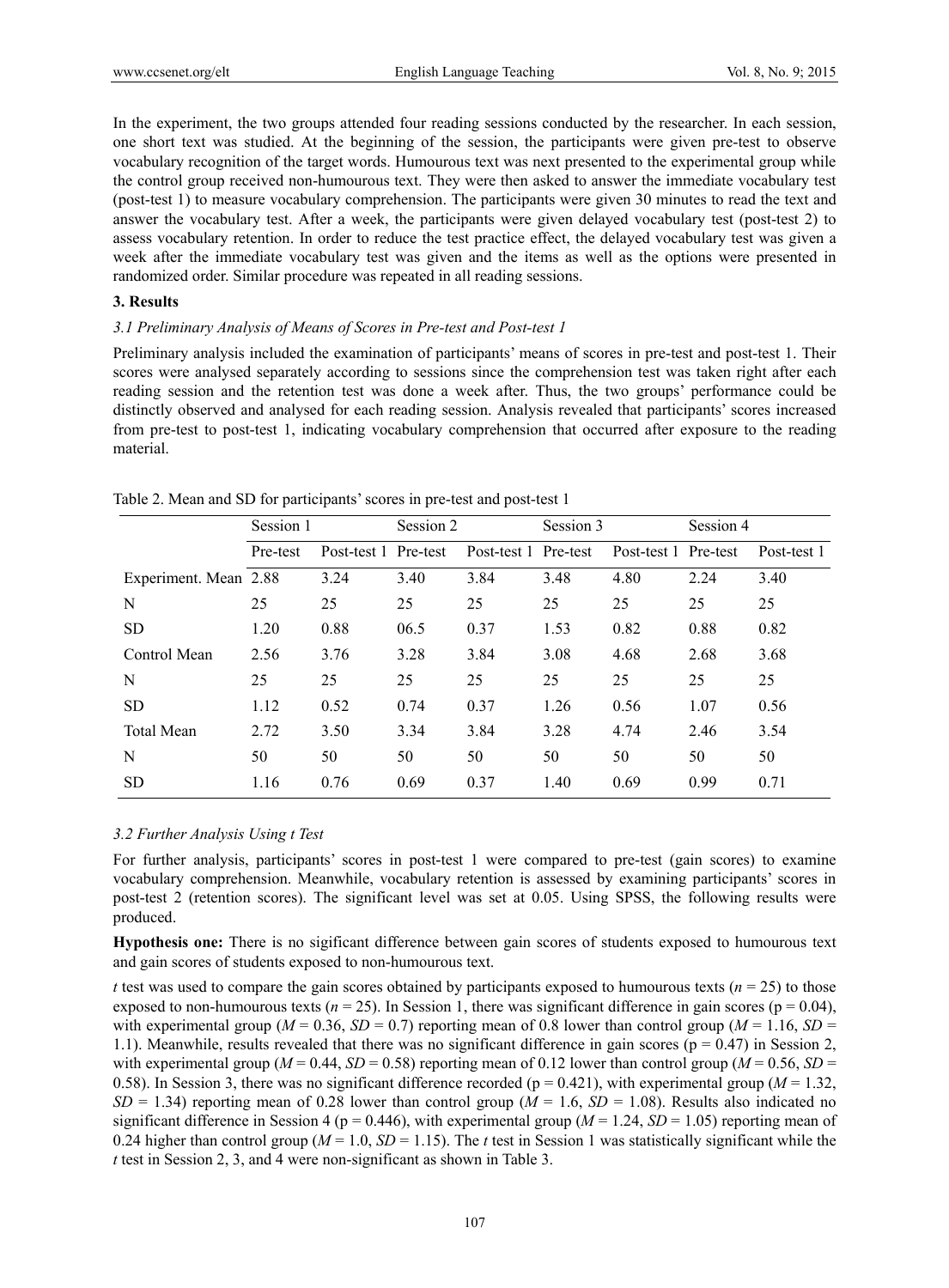In the experiment, the two groups attended four reading sessions conducted by the researcher. In each session, one short text was studied. At the beginning of the session, the participants were given pre-test to observe vocabulary recognition of the target words. Humourous text was next presented to the experimental group while the control group received non-humourous text. They were then asked to answer the immediate vocabulary test (post-test 1) to measure vocabulary comprehension. The participants were given 30 minutes to read the text and answer the vocabulary test. After a week, the participants were given delayed vocabulary test (post-test 2) to assess vocabulary retention. In order to reduce the test practice effect, the delayed vocabulary test was given a week after the immediate vocabulary test was given and the items as well as the options were presented in randomized order. Similar procedure was repeated in all reading sessions.

## 3. Results

### 3.1 Preliminary Analysis of Means of Scores in Pre-test and Post-test 1

Preliminary analysis included the examination of participants' means of scores in pre-test and post-test 1. Their scores were analysed separately according to sessions since the comprehension test was taken right after each reading session and the retention test was done a week after. Thus, the two groups' performance could be distinctly observed and analysed for each reading session. Analysis revealed that participants' scores increased from pre-test to post-test 1, indicating vocabulary comprehension that occurred after exposure to the reading material.

Table 2. Mean and SD for participants' scores in pre-test and post-test 1

| | Session 1 | | Session 2 | | Session 3 | | Session 4 | |
|---|---|---|---|---|---|---|---|---|
| | Pre-test | Post-test 1 | Pre-test | Post-test 1 | Pre-test | Post-test 1 | Pre-test | Post-test 1 |
| Experiment. Mean | 2.88 | 3.24 | 3.40 | 3.84 | 3.48 | 4.80 | 2.24 | 3.40 |
| N | 25 | 25 | 25 | 25 | 25 | 25 | 25 | 25 |
| SD | 1.20 | 0.88 | 06.5 | 0.37 | 1.53 | 0.82 | 0.88 | 0.82 |
| Control Mean | 2.56 | 3.76 | 3.28 | 3.84 | 3.08 | 4.68 | 2.68 | 3.68 |
| N | 25 | 25 | 25 | 25 | 25 | 25 | 25 | 25 |
| SD | 1.12 | 0.52 | 0.74 | 0.37 | 1.26 | 0.56 | 1.07 | 0.56 |
| Total Mean | 2.72 | 3.50 | 3.34 | 3.84 | 3.28 | 4.74 | 2.46 | 3.54 |
| N | 50 | 50 | 50 | 50 | 50 | 50 | 50 | 50 |
| SD | 1.16 | 0.76 | 0.69 | 0.37 | 1.40 | 0.69 | 0.99 | 0.71 |

### 3.2 Further Analysis Using t Test

For further analysis, participants' scores in post-test 1 were compared to pre-test (gain scores) to examine vocabulary comprehension. Meanwhile, vocabulary retention is assessed by examining participants' scores in post-test 2 (retention scores). The significant level was set at 0.05. Using SPSS, the following results were produced.

**Hypothesis one:** There is no sigificant difference between gain scores of students exposed to humourous text and gain scores of students exposed to non-humourous text.

*t* test was used to compare the gain scores obtained by participants exposed to humourous texts ($n$ = 25) to those exposed to non-humourous texts ($n$ = 25). In Session 1, there was significant difference in gain scores ($p$ = 0.04), with experimental group ($M$ = 0.36, $SD$ = 0.7) reporting mean of 0.8 lower than control group ($M$ = 1.16, $SD$ = 1.1). Meanwhile, results revealed that there was no significant difference in gain scores ($p$ = 0.47) in Session 2, with experimental group ($M$ = 0.44, $SD$ = 0.58) reporting mean of 0.12 lower than control group ($M$ = 0.56, $SD$ = 0.58). In Session 3, there was no significant difference recorded ($p$ = 0.421), with experimental group ($M$ = 1.32, $SD$ = 1.34) reporting mean of 0.28 lower than control group ($M$ = 1.6, $SD$ = 1.08). Results also indicated no significant difference in Session 4 ($p$ = 0.446), with experimental group ($M$ = 1.24, $SD$ = 1.05) reporting mean of 0.24 higher than control group ($M$ = 1.0, $SD$ = 1.15). The *t* test in Session 1 was statistically significant while the *t* test in Session 2, 3, and 4 were non-significant as shown in Table 3.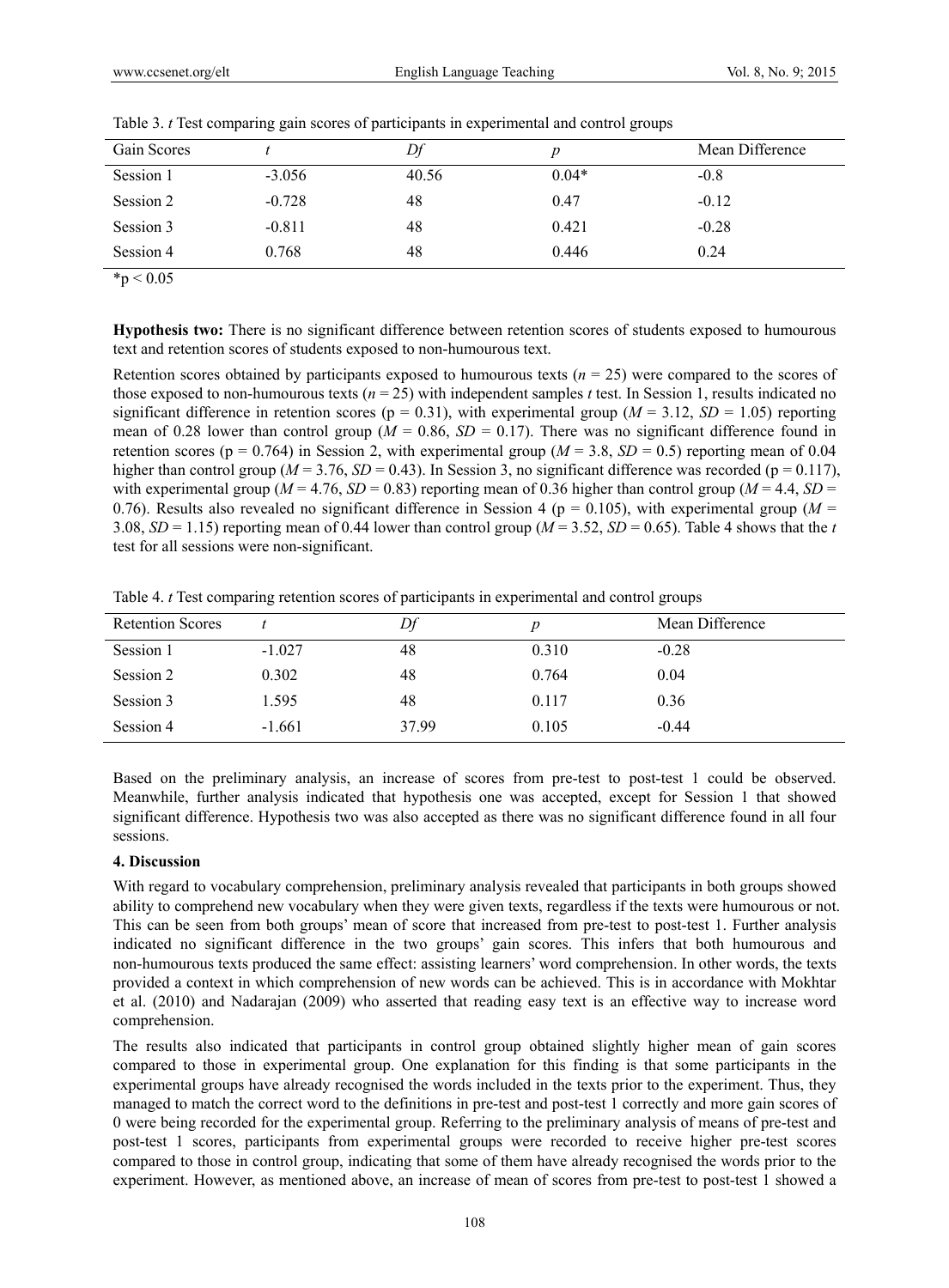Table 3. *t* Test comparing gain scores of participants in experimental and control groups

| Gain Scores | *t* | *Df* | *p* | Mean Difference |
|---|---|---|---|---|
| Session 1 | -3.056 | 40.56 | 0.04* | -0.8 |
| Session 2 | -0.728 | 48 | 0.47 | -0.12 |
| Session 3 | -0.811 | 48 | 0.421 | -0.28 |
| Session 4 | 0.768 | 48 | 0.446 | 0.24 |

*$p < 0.05$

**Hypothesis two:** There is no significant difference between retention scores of students exposed to humourous text and retention scores of students exposed to non-humourous text.

Retention scores obtained by participants exposed to humourous texts ($n = 25$) were compared to the scores of those exposed to non-humourous texts ($n = 25$) with independent samples *t* test. In Session 1, results indicated no significant difference in retention scores ($p = 0.31$), with experimental group ($M = 3.12$, $SD = 1.05$) reporting mean of 0.28 lower than control group ($M = 0.86$, $SD = 0.17$). There was no significant difference found in retention scores ($p = 0.764$) in Session 2, with experimental group ($M = 3.8$, $SD = 0.5$) reporting mean of 0.04 higher than control group ($M = 3.76$, $SD = 0.43$). In Session 3, no significant difference was recorded ($p = 0.117$), with experimental group ($M = 4.76$, $SD = 0.83$) reporting mean of 0.36 higher than control group ($M = 4.4$, $SD = 0.76$). Results also revealed no significant difference in Session 4 ($p = 0.105$), with experimental group ($M = 3.08$, $SD = 1.15$) reporting mean of 0.44 lower than control group ($M = 3.52$, $SD = 0.65$). Table 4 shows that the *t* test for all sessions were non-significant.

Table 4. *t* Test comparing retention scores of participants in experimental and control groups

| Retention Scores | *t* | *Df* | *p* | Mean Difference |
|---|---|---|---|---|
| Session 1 | -1.027 | 48 | 0.310 | -0.28 |
| Session 2 | 0.302 | 48 | 0.764 | 0.04 |
| Session 3 | 1.595 | 48 | 0.117 | 0.36 |
| Session 4 | -1.661 | 37.99 | 0.105 | -0.44 |

Based on the preliminary analysis, an increase of scores from pre-test to post-test 1 could be observed. Meanwhile, further analysis indicated that hypothesis one was accepted, except for Session 1 that showed significant difference. Hypothesis two was also accepted as there was no significant difference found in all four sessions.

## 4. Discussion

With regard to vocabulary comprehension, preliminary analysis revealed that participants in both groups showed ability to comprehend new vocabulary when they were given texts, regardless if the texts were humourous or not. This can be seen from both groups' mean of score that increased from pre-test to post-test 1. Further analysis indicated no significant difference in the two groups' gain scores. This infers that both humourous and non-humourous texts produced the same effect: assisting learners' word comprehension. In other words, the texts provided a context in which comprehension of new words can be achieved. This is in accordance with Mokhtar et al. (2010) and Nadarajan (2009) who asserted that reading easy text is an effective way to increase word comprehension.

The results also indicated that participants in control group obtained slightly higher mean of gain scores compared to those in experimental group. One explanation for this finding is that some participants in the experimental groups have already recognised the words included in the texts prior to the experiment. Thus, they managed to match the correct word to the definitions in pre-test and post-test 1 correctly and more gain scores of 0 were being recorded for the experimental group. Referring to the preliminary analysis of means of pre-test and post-test 1 scores, participants from experimental groups were recorded to receive higher pre-test scores compared to those in control group, indicating that some of them have already recognised the words prior to the experiment. However, as mentioned above, an increase of mean of scores from pre-test to post-test 1 showed a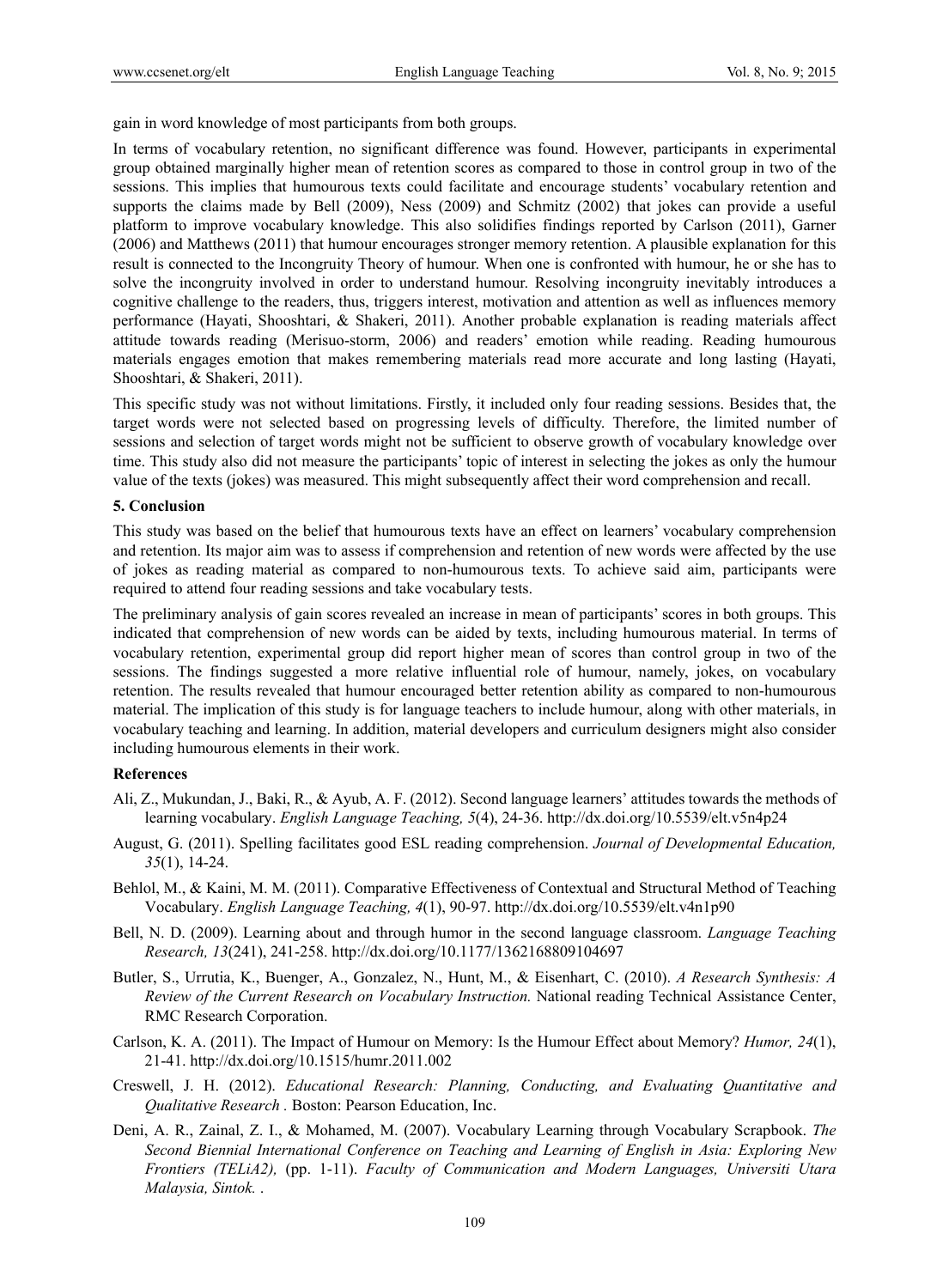gain in word knowledge of most participants from both groups.

In terms of vocabulary retention, no significant difference was found. However, participants in experimental group obtained marginally higher mean of retention scores as compared to those in control group in two of the sessions. This implies that humourous texts could facilitate and encourage students' vocabulary retention and supports the claims made by Bell (2009), Ness (2009) and Schmitz (2002) that jokes can provide a useful platform to improve vocabulary knowledge. This also solidifies findings reported by Carlson (2011), Garner (2006) and Matthews (2011) that humour encourages stronger memory retention. A plausible explanation for this result is connected to the Incongruity Theory of humour. When one is confronted with humour, he or she has to solve the incongruity involved in order to understand humour. Resolving incongruity inevitably introduces a cognitive challenge to the readers, thus, triggers interest, motivation and attention as well as influences memory performance (Hayati, Shooshtari, & Shakeri, 2011). Another probable explanation is reading materials affect attitude towards reading (Merisuo-storm, 2006) and readers' emotion while reading. Reading humourous materials engages emotion that makes remembering materials read more accurate and long lasting (Hayati, Shooshtari, & Shakeri, 2011).

This specific study was not without limitations. Firstly, it included only four reading sessions. Besides that, the target words were not selected based on progressing levels of difficulty. Therefore, the limited number of sessions and selection of target words might not be sufficient to observe growth of vocabulary knowledge over time. This study also did not measure the participants' topic of interest in selecting the jokes as only the humour value of the texts (jokes) was measured. This might subsequently affect their word comprehension and recall.

## 5. Conclusion

This study was based on the belief that humourous texts have an effect on learners' vocabulary comprehension and retention. Its major aim was to assess if comprehension and retention of new words were affected by the use of jokes as reading material as compared to non-humourous texts. To achieve said aim, participants were required to attend four reading sessions and take vocabulary tests.

The preliminary analysis of gain scores revealed an increase in mean of participants' scores in both groups. This indicated that comprehension of new words can be aided by texts, including humourous material. In terms of vocabulary retention, experimental group did report higher mean of scores than control group in two of the sessions. The findings suggested a more relative influential role of humour, namely, jokes, on vocabulary retention. The results revealed that humour encouraged better retention ability as compared to non-humourous material. The implication of this study is for language teachers to include humour, along with other materials, in vocabulary teaching and learning. In addition, material developers and curriculum designers might also consider including humourous elements in their work.

## References

Ali, Z., Mukundan, J., Baki, R., & Ayub, A. F. (2012). Second language learners' attitudes towards the methods of learning vocabulary. *English Language Teaching, 5*(4), 24-36. http://dx.doi.org/10.5539/elt.v5n4p24

August, G. (2011). Spelling facilitates good ESL reading comprehension. *Journal of Developmental Education, 35*(1), 14-24.

Behlol, M., & Kaini, M. M. (2011). Comparative Effectiveness of Contextual and Structural Method of Teaching Vocabulary. *English Language Teaching, 4*(1), 90-97. http://dx.doi.org/10.5539/elt.v4n1p90

Bell, N. D. (2009). Learning about and through humor in the second language classroom. *Language Teaching Research, 13*(241), 241-258. http://dx.doi.org/10.1177/1362168809104697

Butler, S., Urrutia, K., Buenger, A., Gonzalez, N., Hunt, M., & Eisenhart, C. (2010). *A Research Synthesis: A Review of the Current Research on Vocabulary Instruction.* National reading Technical Assistance Center, RMC Research Corporation.

Carlson, K. A. (2011). The Impact of Humour on Memory: Is the Humour Effect about Memory? *Humor, 24*(1), 21-41. http://dx.doi.org/10.1515/humr.2011.002

Creswell, J. H. (2012). *Educational Research: Planning, Conducting, and Evaluating Quantitative and Qualitative Research .* Boston: Pearson Education, Inc.

Deni, A. R., Zainal, Z. I., & Mohamed, M. (2007). Vocabulary Learning through Vocabulary Scrapbook. *The Second Biennial International Conference on Teaching and Learning of English in Asia: Exploring New Frontiers (TELiA2),* (pp. 1-11). *Faculty of Communication and Modern Languages, Universiti Utara Malaysia, Sintok.* .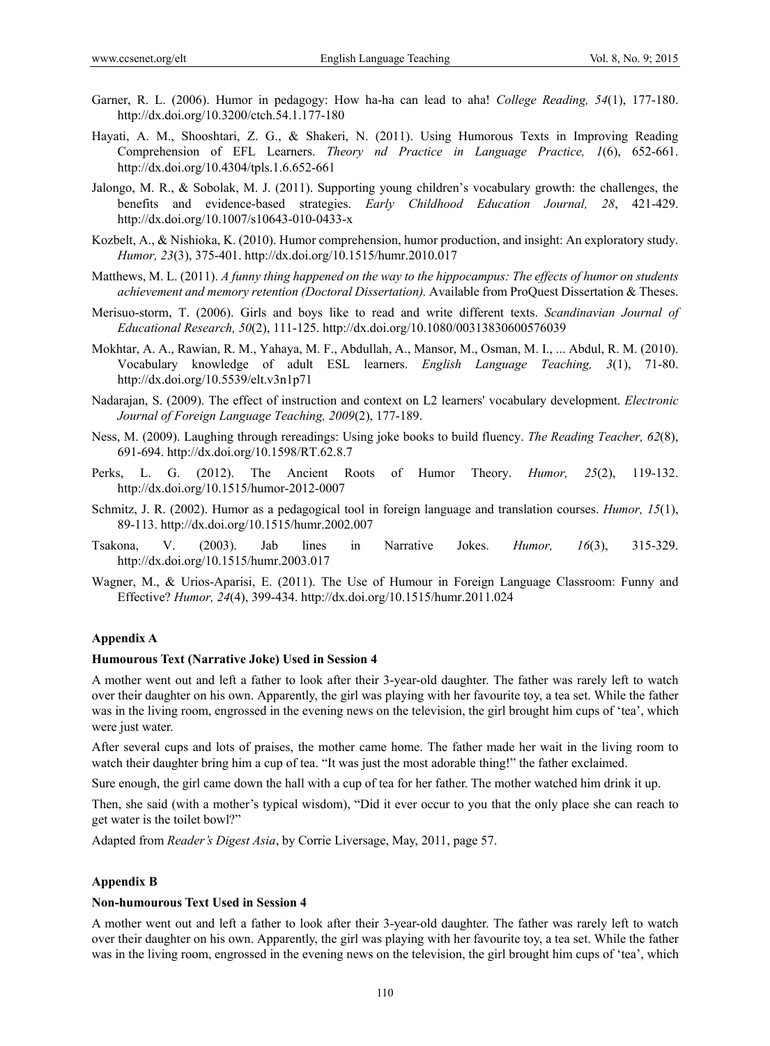Garner, R. L. (2006). Humor in pedagogy: How ha-ha can lead to aha! *College Reading, 54*(1), 177-180. http://dx.doi.org/10.3200/ctch.54.1.177-180

Hayati, A. M., Shooshtari, Z. G., & Shakeri, N. (2011). Using Humorous Texts in Improving Reading Comprehension of EFL Learners. *Theory nd Practice in Language Practice, 1*(6), 652-661. http://dx.doi.org/10.4304/tpls.1.6.652-661

Jalongo, M. R., & Sobolak, M. J. (2011). Supporting young children's vocabulary growth: the challenges, the benefits and evidence-based strategies. *Early Childhood Education Journal, 28*, 421-429. http://dx.doi.org/10.1007/s10643-010-0433-x

Kozbelt, A., & Nishioka, K. (2010). Humor comprehension, humor production, and insight: An exploratory study. *Humor, 23*(3), 375-401. http://dx.doi.org/10.1515/humr.2010.017

Matthews, M. L. (2011). *A funny thing happened on the way to the hippocampus: The effects of humor on students achievement and memory retention (Doctoral Dissertation).* Available from ProQuest Dissertation & Theses.

Merisuo-storm, T. (2006). Girls and boys like to read and write different texts. *Scandinavian Journal of Educational Research, 50*(2), 111-125. http://dx.doi.org/10.1080/00313830600576039

Mokhtar, A. A., Rawian, R. M., Yahaya, M. F., Abdullah, A., Mansor, M., Osman, M. I., ... Abdul, R. M. (2010). Vocabulary knowledge of adult ESL learners. *English Language Teaching, 3*(1), 71-80. http://dx.doi.org/10.5539/elt.v3n1p71

Nadarajan, S. (2009). The effect of instruction and context on L2 learners' vocabulary development. *Electronic Journal of Foreign Language Teaching, 2009*(2), 177-189.

Ness, M. (2009). Laughing through rereadings: Using joke books to build fluency. *The Reading Teacher, 62*(8), 691-694. http://dx.doi.org/10.1598/RT.62.8.7

Perks, L. G. (2012). The Ancient Roots of Humor Theory. *Humor, 25*(2), 119-132. http://dx.doi.org/10.1515/humor-2012-0007

Schmitz, J. R. (2002). Humor as a pedagogical tool in foreign language and translation courses. *Humor, 15*(1), 89-113. http://dx.doi.org/10.1515/humr.2002.007

Tsakona, V. (2003). Jab lines in Narrative Jokes. *Humor, 16*(3), 315-329. http://dx.doi.org/10.1515/humr.2003.017

Wagner, M., & Urios-Aparisi, E. (2011). The Use of Humour in Foreign Language Classroom: Funny and Effective? *Humor, 24*(4), 399-434. http://dx.doi.org/10.1515/humr.2011.024

## Appendix A

### Humourous Text (Narrative Joke) Used in Session 4

A mother went out and left a father to look after their 3-year-old daughter. The father was rarely left to watch over their daughter on his own. Apparently, the girl was playing with her favourite toy, a tea set. While the father was in the living room, engrossed in the evening news on the television, the girl brought him cups of 'tea', which were just water.

After several cups and lots of praises, the mother came home. The father made her wait in the living room to watch their daughter bring him a cup of tea. "It was just the most adorable thing!" the father exclaimed.

Sure enough, the girl came down the hall with a cup of tea for her father. The mother watched him drink it up.

Then, she said (with a mother's typical wisdom), "Did it ever occur to you that the only place she can reach to get water is the toilet bowl?"

Adapted from *Reader's Digest Asia*, by Corrie Liversage, May, 2011, page 57.

## Appendix B

### Non-humourous Text Used in Session 4

A mother went out and left a father to look after their 3-year-old daughter. The father was rarely left to watch over their daughter on his own. Apparently, the girl was playing with her favourite toy, a tea set. While the father was in the living room, engrossed in the evening news on the television, the girl brought him cups of 'tea', which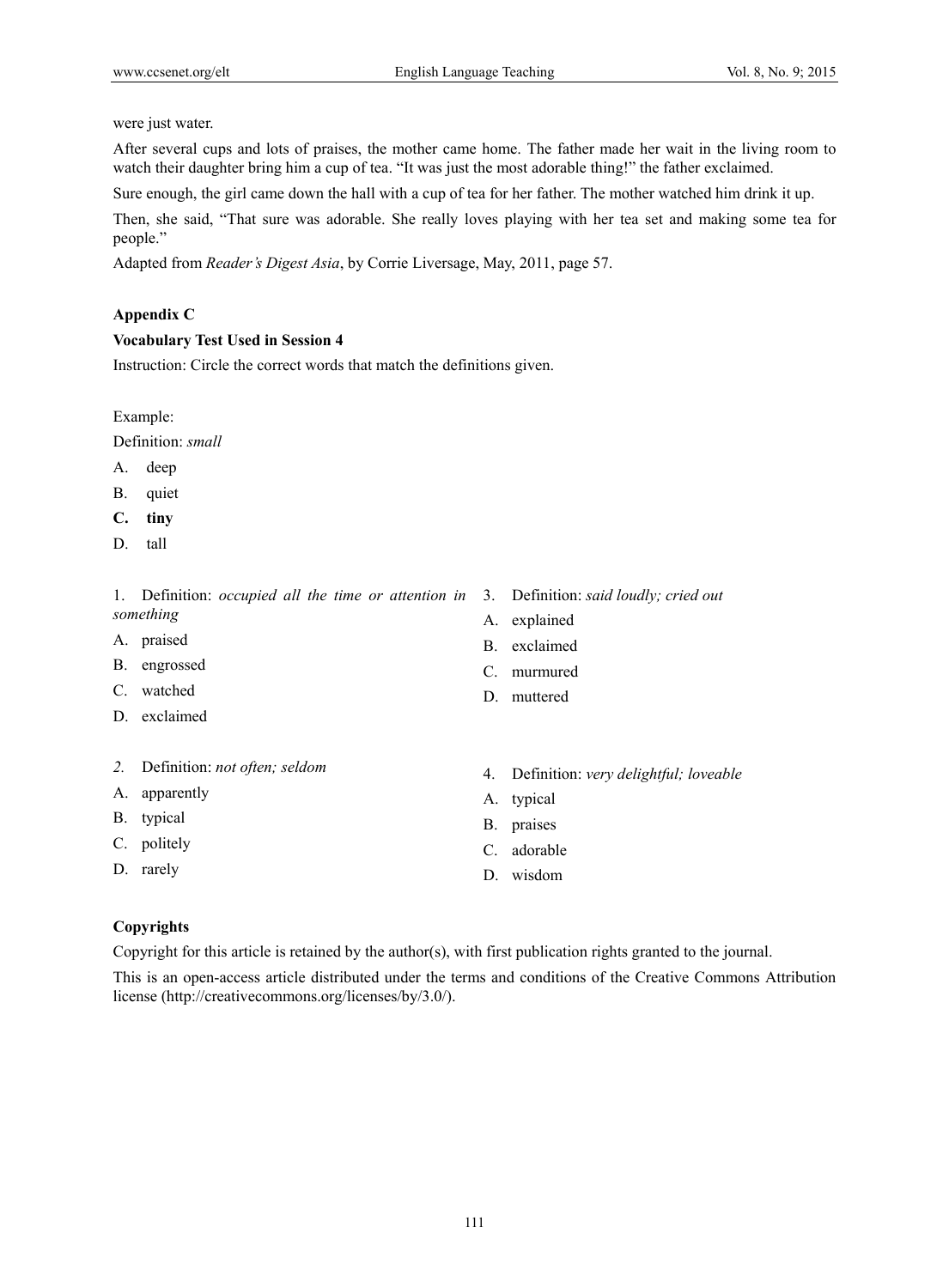were just water.

After several cups and lots of praises, the mother came home. The father made her wait in the living room to watch their daughter bring him a cup of tea. "It was just the most adorable thing!" the father exclaimed.

Sure enough, the girl came down the hall with a cup of tea for her father. The mother watched him drink it up.

Then, she said, "That sure was adorable. She really loves playing with her tea set and making some tea for people."

Adapted from *Reader's Digest Asia*, by Corrie Liversage, May, 2011, page 57.

**Appendix C**

**Vocabulary Test Used in Session 4**

Instruction: Circle the correct words that match the definitions given.

Example:

Definition: *small*

A. deep

B. quiet

**C. tiny**

D. tall

1. Definition: *occupied all the time or attention in something*

A. praised

B. engrossed

C. watched

D. exclaimed

*2.* Definition: *not often; seldom*

A. apparently

B. typical

C. politely

D. rarely

3. Definition: *said loudly; cried out*

A. explained

B. exclaimed

C. murmured

D. muttered

4. Definition: *very delightful; loveable*

A. typical

B. praises

C. adorable

D. wisdom

**Copyrights**

Copyright for this article is retained by the author(s), with first publication rights granted to the journal.

This is an open-access article distributed under the terms and conditions of the Creative Commons Attribution license (http://creativecommons.org/licenses/by/3.0/).